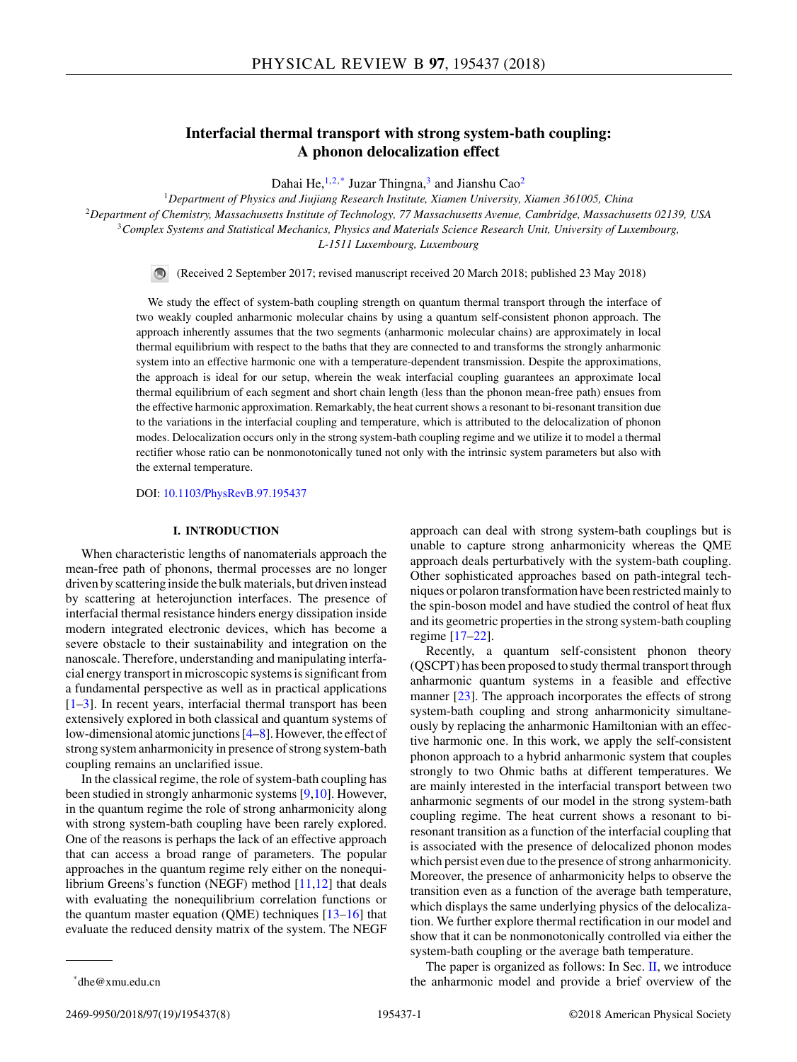# Interfacial thermal transport with strong system-bath coupling: A phonon delocalization effect

Dahai He,[1,2,*] Juzar Thingna,[3] and Jianshu Cao[2]

[1]*Department of Physics and Jiujiang Research Institute, Xiamen University, Xiamen 361005, China*
[2]*Department of Chemistry, Massachusetts Institute of Technology, 77 Massachusetts Avenue, Cambridge, Massachusetts 02139, USA*
[3]*Complex Systems and Statistical Mechanics, Physics and Materials Science Research Unit, University of Luxembourg, L-1511 Luxembourg, Luxembourg*

(Received 2 September 2017; revised manuscript received 20 March 2018; published 23 May 2018)

We study the effect of system-bath coupling strength on quantum thermal transport through the interface of two weakly coupled anharmonic molecular chains by using a quantum self-consistent phonon approach. The approach inherently assumes that the two segments (anharmonic molecular chains) are approximately in local thermal equilibrium with respect to the baths that they are connected to and transforms the strongly anharmonic system into an effective harmonic one with a temperature-dependent transmission. Despite the approximations, the approach is ideal for our setup, wherein the weak interfacial coupling guarantees an approximate local thermal equilibrium of each segment and short chain length (less than the phonon mean-free path) ensues from the effective harmonic approximation. Remarkably, the heat current shows a resonant to bi-resonant transition due to the variations in the interfacial coupling and temperature, which is attributed to the delocalization of phonon modes. Delocalization occurs only in the strong system-bath coupling regime and we utilize it to model a thermal rectifier whose ratio can be nonmonotonically tuned not only with the intrinsic system parameters but also with the external temperature.

DOI: 10.1103/PhysRevB.97.195437

## I. INTRODUCTION

When characteristic lengths of nanomaterials approach the mean-free path of phonons, thermal processes are no longer driven by scattering inside the bulk materials, but driven instead by scattering at heterojunction interfaces. The presence of interfacial thermal resistance hinders energy dissipation inside modern integrated electronic devices, which has become a severe obstacle to their sustainability and integration on the nanoscale. Therefore, understanding and manipulating interfacial energy transport in microscopic systems is significant from a fundamental perspective as well as in practical applications [1–3]. In recent years, interfacial thermal transport has been extensively explored in both classical and quantum systems of low-dimensional atomic junctions [4–8]. However, the effect of strong system anharmonicity in presence of strong system-bath coupling remains an unclarified issue.

In the classical regime, the role of system-bath coupling has been studied in strongly anharmonic systems [9,10]. However, in the quantum regime the role of strong anharmonicity along with strong system-bath coupling have been rarely explored. One of the reasons is perhaps the lack of an effective approach that can access a broad range of parameters. The popular approaches in the quantum regime rely either on the nonequilibrium Greens's function (NEGF) method [11,12] that deals with evaluating the nonequilibrium correlation functions or the quantum master equation (QME) techniques [13–16] that evaluate the reduced density matrix of the system. The NEGF approach can deal with strong system-bath couplings but is unable to capture strong anharmonicity whereas the QME approach deals perturbatively with the system-bath coupling. Other sophisticated approaches based on path-integral techniques or polaron transformation have been restricted mainly to the spin-boson model and have studied the control of heat flux and its geometric properties in the strong system-bath coupling regime [17–22].

Recently, a quantum self-consistent phonon theory (QSCPT) has been proposed to study thermal transport through anharmonic quantum systems in a feasible and effective manner [23]. The approach incorporates the effects of strong system-bath coupling and strong anharmonicity simultaneously by replacing the anharmonic Hamiltonian with an effective harmonic one. In this work, we apply the self-consistent phonon approach to a hybrid anharmonic system that couples strongly to two Ohmic baths at different temperatures. We are mainly interested in the interfacial transport between two anharmonic segments of our model in the strong system-bath coupling regime. The heat current shows a resonant to bi-resonant transition as a function of the interfacial coupling that is associated with the presence of delocalized phonon modes which persist even due to the presence of strong anharmonicity. Moreover, the presence of anharmonicity helps to observe the transition even as a function of the average bath temperature, which displays the same underlying physics of the delocalization. We further explore thermal rectification in our model and show that it can be nonmonotonically controlled via either the system-bath coupling or the average bath temperature.

The paper is organized as follows: In Sec. II, we introduce the anharmonic model and provide a brief overview of the

*dhe@xmu.edu.cn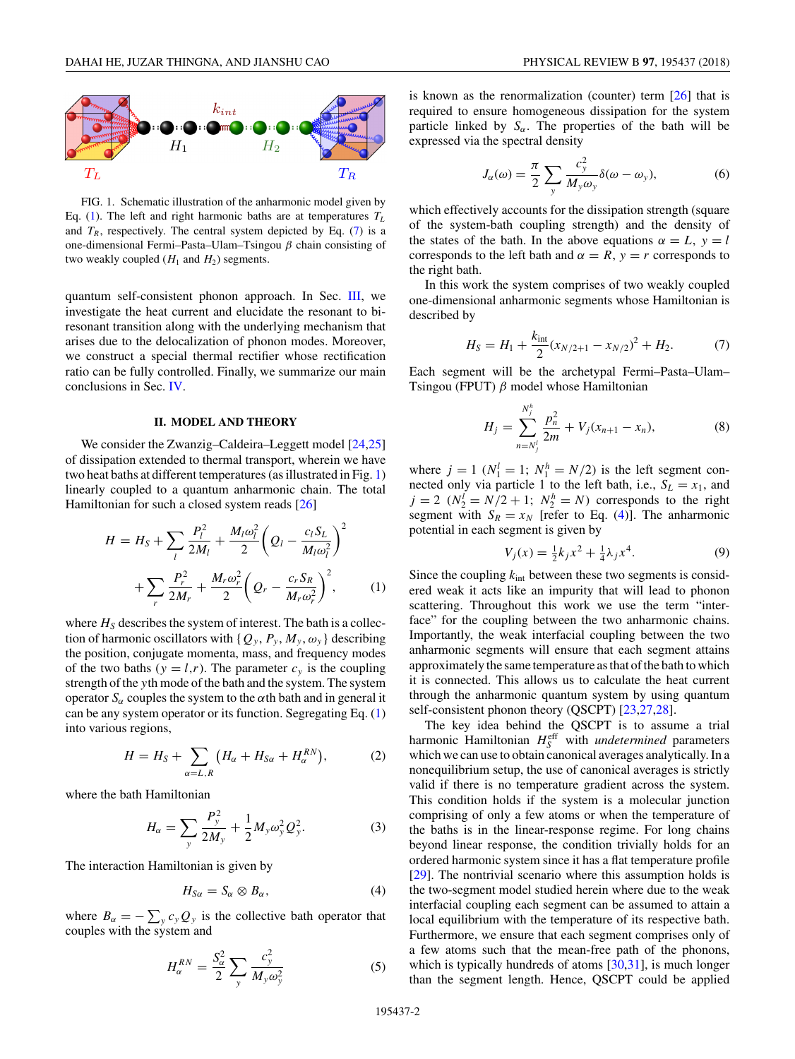FIG. 1. Schematic illustration of the anharmonic model given by Eq. (1). The left and right harmonic baths are at temperatures $T_L$ and $T_R$, respectively. The central system depicted by Eq. (7) is a one-dimensional Fermi–Pasta–Ulam–Tsingou $\beta$ chain consisting of two weakly coupled ($H_1$ and $H_2$) segments.

quantum self-consistent phonon approach. In Sec. III, we investigate the heat current and elucidate the resonant to biresonant transition along with the underlying mechanism that arises due to the delocalization of phonon modes. Moreover, we construct a special thermal rectifier whose rectification ratio can be fully controlled. Finally, we summarize our main conclusions in Sec. IV.

## II. MODEL AND THEORY

We consider the Zwanzig–Caldeira–Leggett model [24,25] of dissipation extended to thermal transport, wherein we have two heat baths at different temperatures (as illustrated in Fig. 1) linearly coupled to a quantum anharmonic chain. The total Hamiltonian for such a closed system reads [26]

$$H = H_S + \sum_l \frac{P_l^2}{2M_l} + \frac{M_l\omega_l^2}{2}\left(Q_l - \frac{c_l S_L}{M_l\omega_l^2}\right)^2 + \sum_r \frac{P_r^2}{2M_r} + \frac{M_r\omega_r^2}{2}\left(Q_r - \frac{c_r S_R}{M_r\omega_r^2}\right)^2, \tag{1}$$

where $H_S$ describes the system of interest. The bath is a collection of harmonic oscillators with $\{Q_y, P_y, M_y, \omega_y\}$ describing the position, conjugate momenta, mass, and frequency modes of the two baths ($y = l,r$). The parameter $c_y$ is the coupling strength of the $y$th mode of the bath and the system. The system operator $S_\alpha$ couples the system to the $\alpha$th bath and in general it can be any system operator or its function. Segregating Eq. (1) into various regions,

$$H = H_S + \sum_{\alpha=L,R}\left(H_\alpha + H_{S\alpha} + H_\alpha^{RN}\right), \tag{2}$$

where the bath Hamiltonian

$$H_\alpha = \sum_y \frac{P_y^2}{2M_y} + \frac{1}{2}M_y\omega_y^2 Q_y^2. \tag{3}$$

The interaction Hamiltonian is given by

$$H_{S\alpha} = S_\alpha \otimes B_\alpha, \tag{4}$$

where $B_\alpha = -\sum_y c_y Q_y$ is the collective bath operator that couples with the system and

$$H_\alpha^{RN} = \frac{S_\alpha^2}{2}\sum_y \frac{c_y^2}{M_y\omega_y^2} \tag{5}$$

is known as the renormalization (counter) term [26] that is required to ensure homogeneous dissipation for the system particle linked by $S_\alpha$. The properties of the bath will be expressed via the spectral density

$$J_\alpha(\omega) = \frac{\pi}{2}\sum_y \frac{c_y^2}{M_y\omega_y}\delta(\omega - \omega_y), \tag{6}$$

which effectively accounts for the dissipation strength (square of the system-bath coupling strength) and the density of the states of the bath. In the above equations $\alpha = L$, $y = l$ corresponds to the left bath and $\alpha = R$, $y = r$ corresponds to the right bath.

In this work the system comprises of two weakly coupled one-dimensional anharmonic segments whose Hamiltonian is described by

$$H_S = H_1 + \frac{k_{\text{int}}}{2}(x_{N/2+1} - x_{N/2})^2 + H_2. \tag{7}$$

Each segment will be the archetypal Fermi–Pasta–Ulam–Tsingou (FPUT) $\beta$ model whose Hamiltonian

$$H_j = \sum_{n=N_j^l}^{N_j^h} \frac{p_n^2}{2m} + V_j(x_{n+1} - x_n), \tag{8}$$

where $j = 1$ ($N_1^l = 1$; $N_1^h = N/2$) is the left segment connected only via particle 1 to the left bath, i.e., $S_L = x_1$, and $j = 2$ ($N_2^l = N/2 + 1$; $N_2^h = N$) corresponds to the right segment with $S_R = x_N$ [refer to Eq. (4)]. The anharmonic potential in each segment is given by

$$V_j(x) = \tfrac{1}{2}k_j x^2 + \tfrac{1}{4}\lambda_j x^4. \tag{9}$$

Since the coupling $k_{\text{int}}$ between these two segments is considered weak it acts like an impurity that will lead to phonon scattering. Throughout this work we use the term "interface" for the coupling between the two anharmonic chains. Importantly, the weak interfacial coupling between the two anharmonic segments will ensure that each segment attains approximately the same temperature as that of the bath to which it is connected. This allows us to calculate the heat current through the anharmonic quantum system by using quantum self-consistent phonon theory (QSCPT) [23,27,28].

The key idea behind the QSCPT is to assume a trial harmonic Hamiltonian $H_S^{\text{eff}}$ with *undetermined* parameters which we can use to obtain canonical averages analytically. In a nonequilibrium setup, the use of canonical averages is strictly valid if there is no temperature gradient across the system. This condition holds if the system is a molecular junction comprising of only a few atoms or when the temperature of the baths is in the linear-response regime. For long chains beyond linear response, the condition trivially holds for an ordered harmonic system since it has a flat temperature profile [29]. The nontrivial scenario where this assumption holds is the two-segment model studied herein where due to the weak interfacial coupling each segment can be assumed to attain a local equilibrium with the temperature of its respective bath. Furthermore, we ensure that each segment comprises only of a few atoms such that the mean-free path of the phonons, which is typically hundreds of atoms [30,31], is much longer than the segment length. Hence, QSCPT could be applied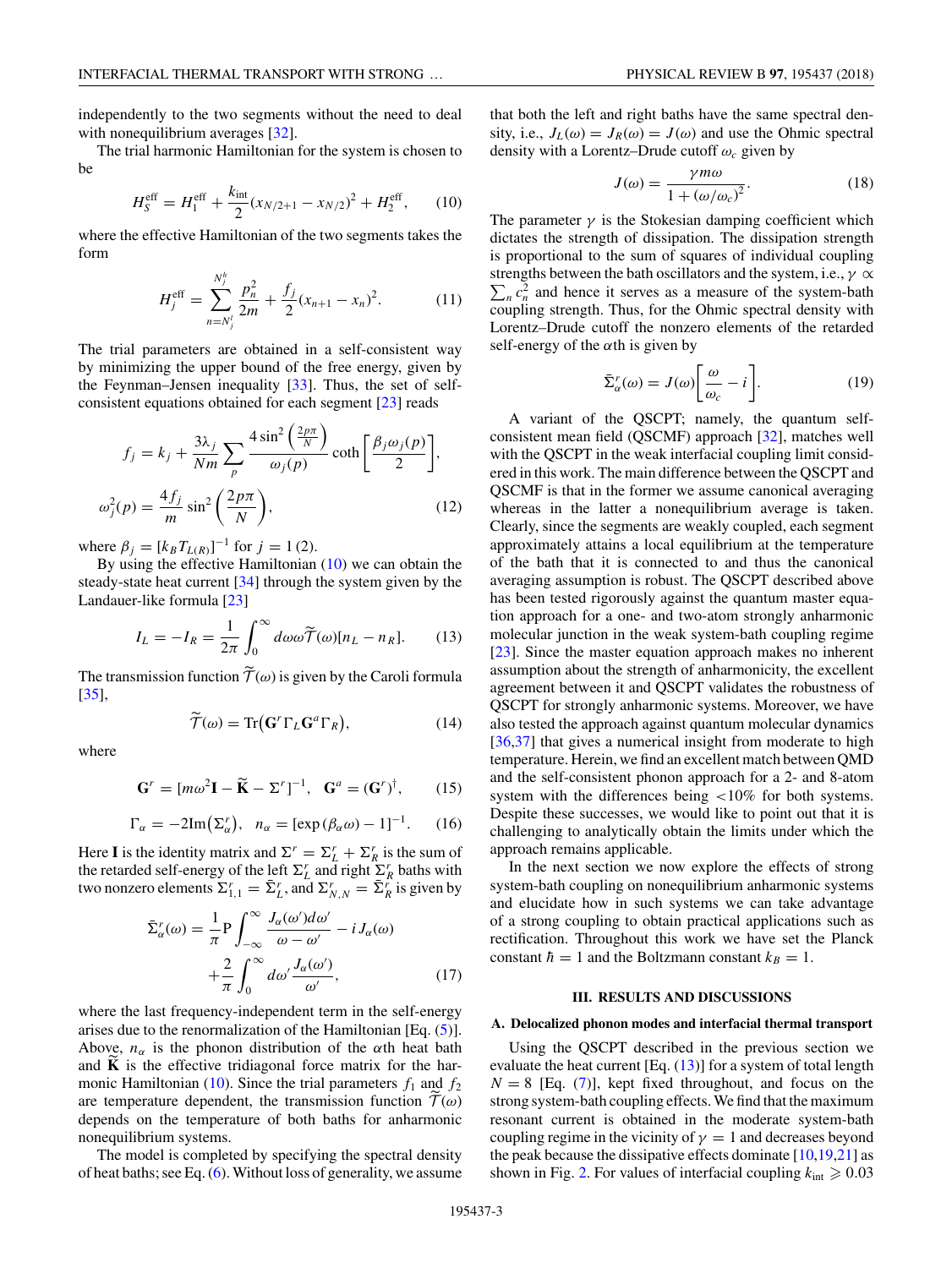independently to the two segments without the need to deal with nonequilibrium averages [32].

The trial harmonic Hamiltonian for the system is chosen to be

$$H_S^{\text{eff}} = H_1^{\text{eff}} + \frac{k_{\text{int}}}{2}(x_{N/2+1} - x_{N/2})^2 + H_2^{\text{eff}}, \tag{10}$$

where the effective Hamiltonian of the two segments takes the form

$$H_j^{\text{eff}} = \sum_{n=N_j^l}^{N_j^h} \frac{p_n^2}{2m} + \frac{f_j}{2}(x_{n+1} - x_n)^2. \tag{11}$$

The trial parameters are obtained in a self-consistent way by minimizing the upper bound of the free energy, given by the Feynman–Jensen inequality [33]. Thus, the set of self-consistent equations obtained for each segment [23] reads

$$f_j = k_j + \frac{3\lambda_j}{Nm}\sum_p \frac{4\sin^2\left(\frac{2p\pi}{N}\right)}{\omega_j(p)} \coth\left[\frac{\beta_j \omega_j(p)}{2}\right],$$
$$\omega_j^2(p) = \frac{4f_j}{m}\sin^2\left(\frac{2p\pi}{N}\right), \tag{12}$$

where $\beta_j = [k_B T_{L(R)}]^{-1}$ for $j = 1\,(2)$.

By using the effective Hamiltonian (10) we can obtain the steady-state heat current [34] through the system given by the Landauer-like formula [23]

$$I_L = -I_R = \frac{1}{2\pi}\int_0^\infty d\omega\omega\widetilde{\mathcal{T}}(\omega)[n_L - n_R]. \tag{13}$$

The transmission function $\widetilde{\mathcal{T}}(\omega)$ is given by the Caroli formula [35],

$$\widetilde{\mathcal{T}}(\omega) = \text{Tr}\big(\mathbf{G}^r\Gamma_L\mathbf{G}^a\Gamma_R\big), \tag{14}$$

where

$$\mathbf{G}^r = [m\omega^2\mathbf{I} - \widetilde{\mathbf{K}} - \Sigma^r]^{-1}, \quad \mathbf{G}^a = (\mathbf{G}^r)^\dagger, \tag{15}$$

$$\Gamma_\alpha = -2\text{Im}\big(\Sigma_\alpha^r\big), \quad n_\alpha = [\exp(\beta_\alpha\omega) - 1]^{-1}. \tag{16}$$

Here $\mathbf{I}$ is the identity matrix and $\Sigma^r = \Sigma_L^r + \Sigma_R^r$ is the sum of the retarded self-energy of the left $\Sigma_L^r$ and right $\Sigma_R^r$ baths with two nonzero elements $\Sigma_{1,1}^r = \bar{\Sigma}_L^r$, and $\Sigma_{N,N}^r = \bar{\Sigma}_R^r$ is given by

$$\bar{\Sigma}_\alpha^r(\omega) = \frac{1}{\pi}\text{P}\int_{-\infty}^{\infty}\frac{J_\alpha(\omega')d\omega'}{\omega - \omega'} - iJ_\alpha(\omega) + \frac{2}{\pi}\int_0^\infty d\omega'\frac{J_\alpha(\omega')}{\omega'}, \tag{17}$$

where the last frequency-independent term in the self-energy arises due to the renormalization of the Hamiltonian [Eq. (5)]. Above, $n_\alpha$ is the phonon distribution of the $\alpha$th heat bath and $\widetilde{\mathbf{K}}$ is the effective tridiagonal force matrix for the harmonic Hamiltonian (10). Since the trial parameters $f_1$ and $f_2$ are temperature dependent, the transmission function $\widetilde{\mathcal{T}}(\omega)$ depends on the temperature of both baths for anharmonic nonequilibrium systems.

The model is completed by specifying the spectral density of heat baths; see Eq. (6). Without loss of generality, we assume that both the left and right baths have the same spectral density, i.e., $J_L(\omega) = J_R(\omega) = J(\omega)$ and use the Ohmic spectral density with a Lorentz–Drude cutoff $\omega_c$ given by

$$J(\omega) = \frac{\gamma m\omega}{1 + (\omega/\omega_c)^2}. \tag{18}$$

The parameter $\gamma$ is the Stokesian damping coefficient which dictates the strength of dissipation. The dissipation strength is proportional to the sum of squares of individual coupling strengths between the bath oscillators and the system, i.e., $\gamma \propto \sum_n c_n^2$ and hence it serves as a measure of the system-bath coupling strength. Thus, for the Ohmic spectral density with Lorentz–Drude cutoff the nonzero elements of the retarded self-energy of the $\alpha$th is given by

$$\bar{\Sigma}_\alpha^r(\omega) = J(\omega)\left[\frac{\omega}{\omega_c} - i\right]. \tag{19}$$

A variant of the QSCPT; namely, the quantum self-consistent mean field (QSCMF) approach [32], matches well with the QSCPT in the weak interfacial coupling limit considered in this work. The main difference between the QSCPT and QSCMF is that in the former we assume canonical averaging whereas in the latter a nonequilibrium average is taken. Clearly, since the segments are weakly coupled, each segment approximately attains a local equilibrium at the temperature of the bath that it is connected to and thus the canonical averaging assumption is robust. The QSCPT described above has been tested rigorously against the quantum master equation approach for a one- and two-atom strongly anharmonic molecular junction in the weak system-bath coupling regime [23]. Since the master equation approach makes no inherent assumption about the strength of anharmonicity, the excellent agreement between it and QSCPT validates the robustness of QSCPT for strongly anharmonic systems. Moreover, we have also tested the approach against quantum molecular dynamics [36,37] that gives a numerical insight from moderate to high temperature. Herein, we find an excellent match between QMD and the self-consistent phonon approach for a 2- and 8-atom system with the differences being <10% for both systems. Despite these successes, we would like to point out that it is challenging to analytically obtain the limits under which the approach remains applicable.

In the next section we now explore the effects of strong system-bath coupling on nonequilibrium anharmonic systems and elucidate how in such systems we can take advantage of a strong coupling to obtain practical applications such as rectification. Throughout this work we have set the Planck constant $\hbar = 1$ and the Boltzmann constant $k_B = 1$.

## III. RESULTS AND DISCUSSIONS

### A. Delocalized phonon modes and interfacial thermal transport

Using the QSCPT described in the previous section we evaluate the heat current [Eq. (13)] for a system of total length $N = 8$ [Eq. (7)], kept fixed throughout, and focus on the strong system-bath coupling effects. We find that the maximum resonant current is obtained in the moderate system-bath coupling regime in the vicinity of $\gamma = 1$ and decreases beyond the peak because the dissipative effects dominate [10,19,21] as shown in Fig. 2. For values of interfacial coupling $k_{\text{int}} \geqslant 0.03$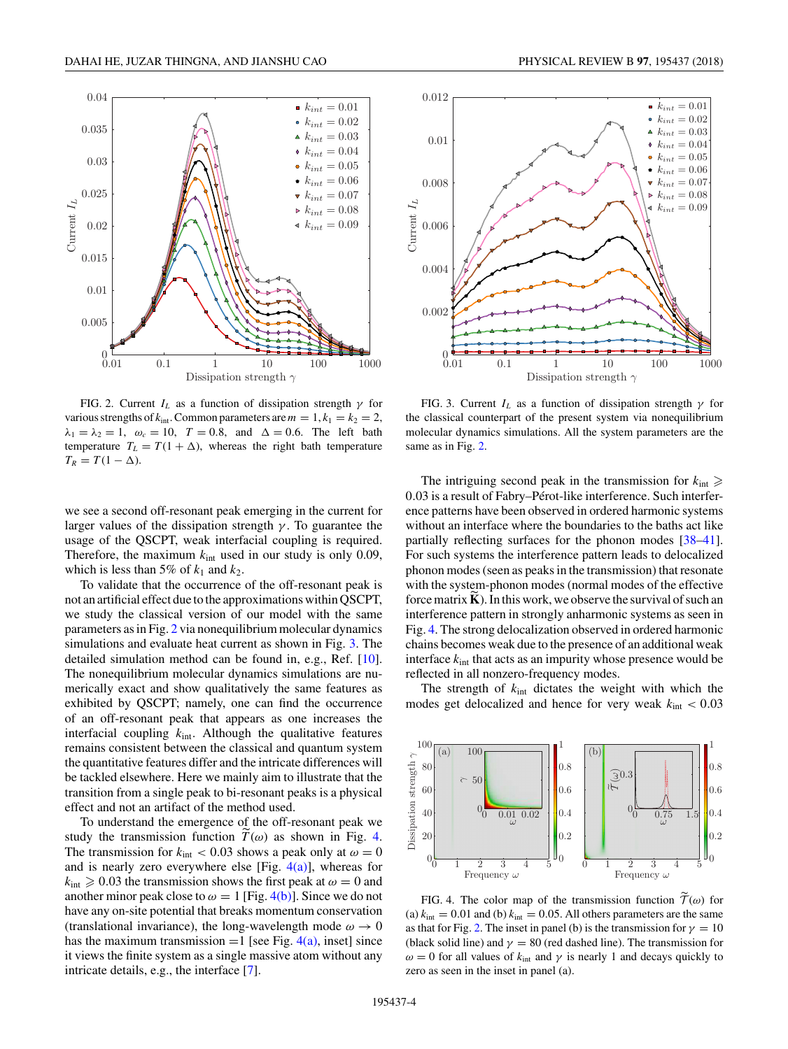FIG. 2. Current $I_L$ as a function of dissipation strength $\gamma$ for various strengths of $k_{\rm int}$. Common parameters are $m = 1, k_1 = k_2 = 2$, $\lambda_1 = \lambda_2 = 1$, $\omega_c = 10$, $T = 0.8$, and $\Delta = 0.6$. The left bath temperature $T_L = T(1 + \Delta)$, whereas the right bath temperature $T_R = T(1 - \Delta)$.

FIG. 3. Current $I_L$ as a function of dissipation strength $\gamma$ for the classical counterpart of the present system via nonequilibrium molecular dynamics simulations. All the system parameters are the same as in Fig. 2.

we see a second off-resonant peak emerging in the current for larger values of the dissipation strength $\gamma$. To guarantee the usage of the QSCPT, weak interfacial coupling is required. Therefore, the maximum $k_{\rm int}$ used in our study is only 0.09, which is less than 5% of $k_1$ and $k_2$.

To validate that the occurrence of the off-resonant peak is not an artificial effect due to the approximations within QSCPT, we study the classical version of our model with the same parameters as in Fig. 2 via nonequilibrium molecular dynamics simulations and evaluate heat current as shown in Fig. 3. The detailed simulation method can be found in, e.g., Ref. [10]. The nonequilibrium molecular dynamics simulations are numerically exact and show qualitatively the same features as exhibited by QSCPT; namely, one can find the occurrence of an off-resonant peak that appears as one increases the interfacial coupling $k_{\rm int}$. Although the qualitative features remains consistent between the classical and quantum system the quantitative features differ and the intricate differences will be tackled elsewhere. Here we mainly aim to illustrate that the transition from a single peak to bi-resonant peaks is a physical effect and not an artifact of the method used.

To understand the emergence of the off-resonant peak we study the transmission function $\widetilde{\mathcal{T}}(\omega)$ as shown in Fig. 4. The transmission for $k_{\rm int} < 0.03$ shows a peak only at $\omega = 0$ and is nearly zero everywhere else [Fig. 4(a)], whereas for $k_{\rm int} \geqslant 0.03$ the transmission shows the first peak at $\omega = 0$ and another minor peak close to $\omega = 1$ [Fig. 4(b)]. Since we do not have any on-site potential that breaks momentum conservation (translational invariance), the long-wavelength mode $\omega \to 0$ has the maximum transmission $=1$ [see Fig. 4(a), inset] since it views the finite system as a single massive atom without any intricate details, e.g., the interface [7].

The intriguing second peak in the transmission for $k_{\rm int} \geqslant 0.03$ is a result of Fabry–Pérot-like interference. Such interference patterns have been observed in ordered harmonic systems without an interface where the boundaries to the baths act like partially reflecting surfaces for the phonon modes [38–41]. For such systems the interference pattern leads to delocalized phonon modes (seen as peaks in the transmission) that resonate with the system-phonon modes (normal modes of the effective force matrix $\widetilde{\mathbf{K}}$). In this work, we observe the survival of such an interference pattern in strongly anharmonic systems as seen in Fig. 4. The strong delocalization observed in ordered harmonic chains becomes weak due to the presence of an additional weak interface $k_{\rm int}$ that acts as an impurity whose presence would be reflected in all nonzero-frequency modes.

The strength of $k_{\rm int}$ dictates the weight with which the modes get delocalized and hence for very weak $k_{\rm int} < 0.03$

FIG. 4. The color map of the transmission function $\widetilde{\mathcal{T}}(\omega)$ for (a) $k_{\rm int} = 0.01$ and (b) $k_{\rm int} = 0.05$. All others parameters are the same as that for Fig. 2. The inset in panel (b) is the transmission for $\gamma = 10$ (black solid line) and $\gamma = 80$ (red dashed line). The transmission for $\omega = 0$ for all values of $k_{\rm int}$ and $\gamma$ is nearly 1 and decays quickly to zero as seen in the inset in panel (a).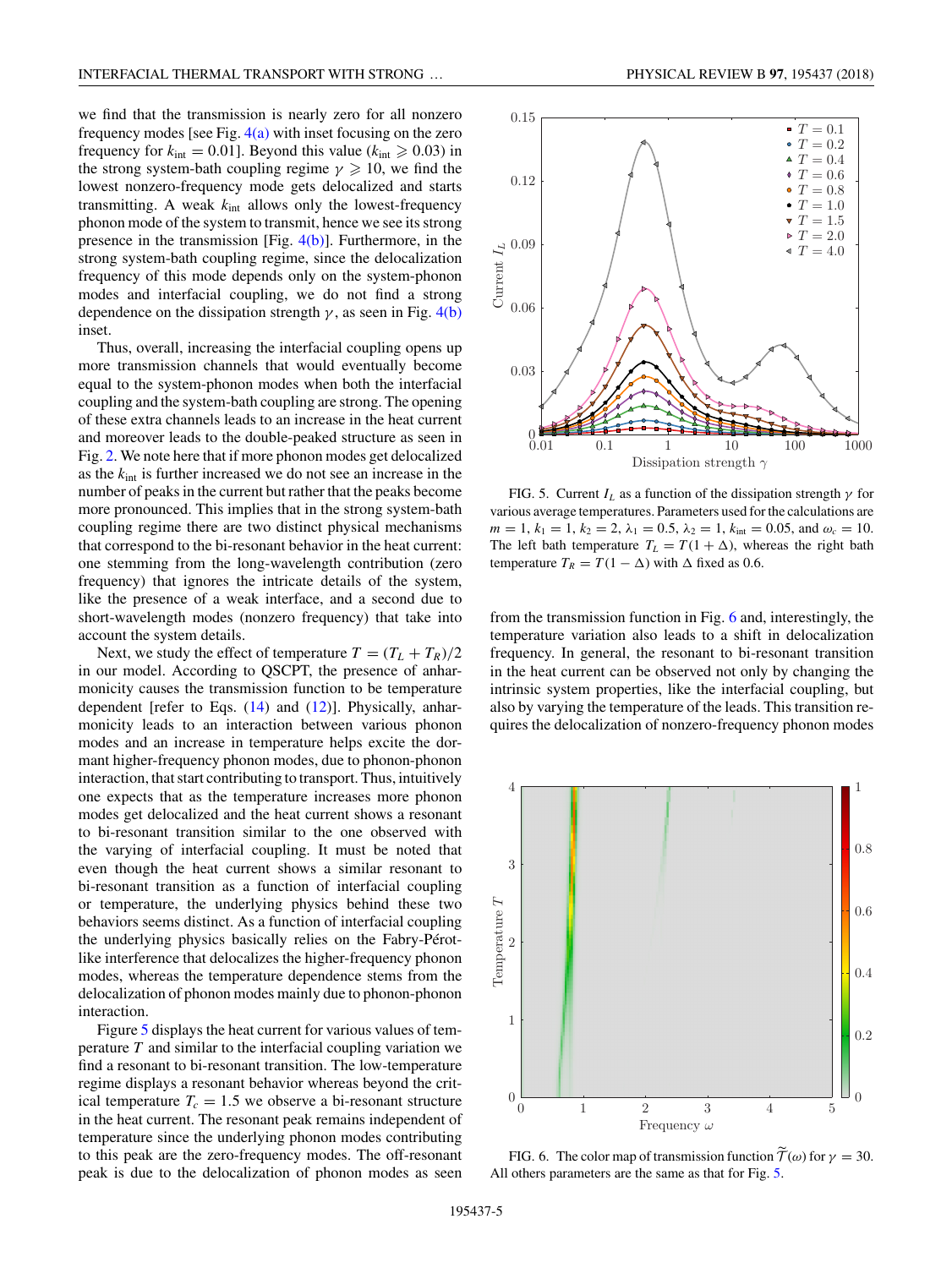we find that the transmission is nearly zero for all nonzero frequency modes [see Fig. 4(a) with inset focusing on the zero frequency for $k_{\rm int} = 0.01$]. Beyond this value ($k_{\rm int} \geqslant 0.03$) in the strong system-bath coupling regime $\gamma \geqslant 10$, we find the lowest nonzero-frequency mode gets delocalized and starts transmitting. A weak $k_{\rm int}$ allows only the lowest-frequency phonon mode of the system to transmit, hence we see its strong presence in the transmission [Fig. 4(b)]. Furthermore, in the strong system-bath coupling regime, since the delocalization frequency of this mode depends only on the system-phonon modes and interfacial coupling, we do not find a strong dependence on the dissipation strength $\gamma$, as seen in Fig. 4(b) inset.

Thus, overall, increasing the interfacial coupling opens up more transmission channels that would eventually become equal to the system-phonon modes when both the interfacial coupling and the system-bath coupling are strong. The opening of these extra channels leads to an increase in the heat current and moreover leads to the double-peaked structure as seen in Fig. 2. We note here that if more phonon modes get delocalized as the $k_{\rm int}$ is further increased we do not see an increase in the number of peaks in the current but rather that the peaks become more pronounced. This implies that in the strong system-bath coupling regime there are two distinct physical mechanisms that correspond to the bi-resonant behavior in the heat current: one stemming from the long-wavelength contribution (zero frequency) that ignores the intricate details of the system, like the presence of a weak interface, and a second due to short-wavelength modes (nonzero frequency) that take into account the system details.

Next, we study the effect of temperature $T = (T_L + T_R)/2$ in our model. According to QSCPT, the presence of anharmonicity causes the transmission function to be temperature dependent [refer to Eqs. (14) and (12)]. Physically, anharmonicity leads to an interaction between various phonon modes and an increase in temperature helps excite the dormant higher-frequency phonon modes, due to phonon-phonon interaction, that start contributing to transport. Thus, intuitively one expects that as the temperature increases more phonon modes get delocalized and the heat current shows a resonant to bi-resonant transition similar to the one observed with the varying of interfacial coupling. It must be noted that even though the heat current shows a similar resonant to bi-resonant transition as a function of interfacial coupling or temperature, the underlying physics behind these two behaviors seems distinct. As a function of interfacial coupling the underlying physics basically relies on the Fabry-Pérot-like interference that delocalizes the higher-frequency phonon modes, whereas the temperature dependence stems from the delocalization of phonon modes mainly due to phonon-phonon interaction.

Figure 5 displays the heat current for various values of temperature $T$ and similar to the interfacial coupling variation we find a resonant to bi-resonant transition. The low-temperature regime displays a resonant behavior whereas beyond the critical temperature $T_c = 1.5$ we observe a bi-resonant structure in the heat current. The resonant peak remains independent of temperature since the underlying phonon modes contributing to this peak are the zero-frequency modes. The off-resonant peak is due to the delocalization of phonon modes as seen from the transmission function in Fig. 6 and, interestingly, the temperature variation also leads to a shift in delocalization frequency. In general, the resonant to bi-resonant transition in the heat current can be observed not only by changing the intrinsic system properties, like the interfacial coupling, but also by varying the temperature of the leads. This transition requires the delocalization of nonzero-frequency phonon modes

FIG. 5. Current $I_L$ as a function of the dissipation strength $\gamma$ for various average temperatures. Parameters used for the calculations are $m = 1$, $k_1 = 1$, $k_2 = 2$, $\lambda_1 = 0.5$, $\lambda_2 = 1$, $k_{\rm int} = 0.05$, and $\omega_c = 10$. The left bath temperature $T_L = T(1 + \Delta)$, whereas the right bath temperature $T_R = T(1 - \Delta)$ with $\Delta$ fixed as 0.6.

FIG. 6. The color map of transmission function $\widetilde{\mathcal{T}}(\omega)$ for $\gamma = 30$. All others parameters are the same as that for Fig. 5.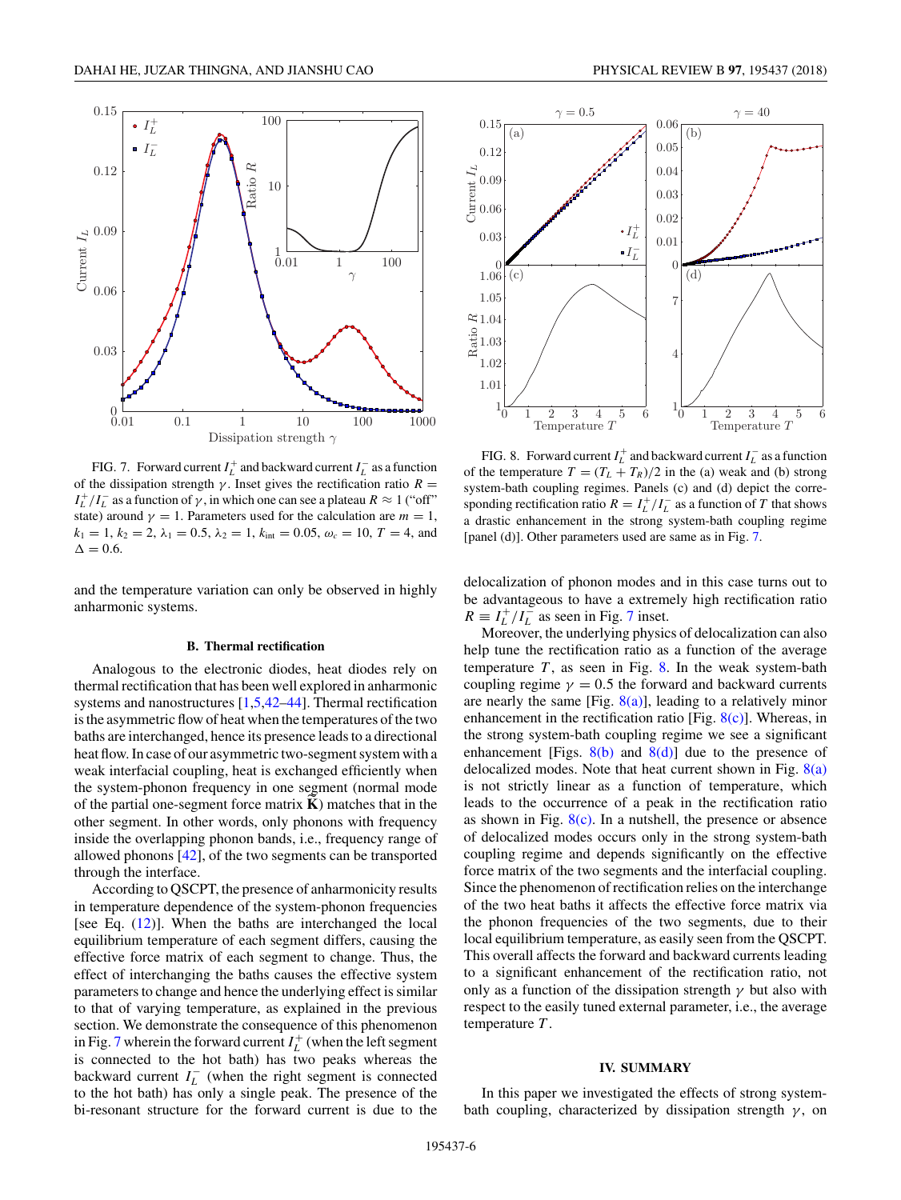FIG. 7. Forward current $I_L^+$ and backward current $I_L^-$ as a function of the dissipation strength $\gamma$. Inset gives the rectification ratio $R = I_L^+/I_L^-$ as a function of $\gamma$, in which one can see a plateau $R \approx 1$ ("off" state) around $\gamma = 1$. Parameters used for the calculation are $m = 1$, $k_1 = 1$, $k_2 = 2$, $\lambda_1 = 0.5$, $\lambda_2 = 1$, $k_{\text{int}} = 0.05$, $\omega_c = 10$, $T = 4$, and $\Delta = 0.6$.

FIG. 8. Forward current $I_L^+$ and backward current $I_L^-$ as a function of the temperature $T = (T_L + T_R)/2$ in the (a) weak and (b) strong system-bath coupling regimes. Panels (c) and (d) depict the corresponding rectification ratio $R = I_L^+/I_L^-$ as a function of $T$ that shows a drastic enhancement in the strong system-bath coupling regime [panel (d)]. Other parameters used are same as in Fig. 7.

and the temperature variation can only be observed in highly anharmonic systems.

### B. Thermal rectification

Analogous to the electronic diodes, heat diodes rely on thermal rectification that has been well explored in anharmonic systems and nanostructures [1,5,42–44]. Thermal rectification is the asymmetric flow of heat when the temperatures of the two baths are interchanged, hence its presence leads to a directional heat flow. In case of our asymmetric two-segment system with a weak interfacial coupling, heat is exchanged efficiently when the system-phonon frequency (normal mode of the partial one-segment force matrix $\tilde{\mathbf{K}}$) matches that in the other segment. In other words, only phonons with frequency inside the overlapping phonon bands, i.e., frequency range of allowed phonons [42], of the two segments can be transported through the interface.

According to QSCPT, the presence of anharmonicity results in temperature dependence of the system-phonon frequencies [see Eq. (12)]. When the baths are interchanged the local equilibrium temperature of each segment differs, causing the effective force matrix of each segment to change. Thus, the effect of interchanging the baths causes the effective system parameters to change and hence the underlying effect is similar to that of varying temperature, as explained in the previous section. We demonstrate the consequence of this phenomenon in Fig. 7 wherein the forward current $I_L^+$ (when the left segment is connected to the hot bath) has two peaks whereas the backward current $I_L^-$ (when the right segment is connected to the hot bath) has only a single peak. The presence of the bi-resonant structure for the forward current is due to the delocalization of phonon modes and in this case turns out to be advantageous to have a extremely high rectification ratio $R \equiv I_L^+/I_L^-$ as seen in Fig. 7 inset.

Moreover, the underlying physics of delocalization can also help tune the rectification ratio as a function of the average temperature $T$, as seen in Fig. 8. In the weak system-bath coupling regime $\gamma = 0.5$ the forward and backward currents are nearly the same [Fig. 8(a)], leading to a relatively minor enhancement in the rectification ratio [Fig. 8(c)]. Whereas, in the strong system-bath coupling regime we see a significant enhancement [Figs. 8(b) and 8(d)] due to the presence of delocalized modes. Note that heat current shown in Fig. 8(a) is not strictly linear as a function of temperature, which leads to the occurrence of a peak in the rectification ratio as shown in Fig. 8(c). In a nutshell, the presence or absence of delocalized modes occurs only in the strong system-bath coupling regime and depends significantly on the effective force matrix of the two segments and the interfacial coupling. Since the phenomenon of rectification relies on the interchange of the two heat baths it affects the effective force matrix via the phonon frequencies of the two segments, due to their local equilibrium temperature, as easily seen from the QSCPT. This overall affects the forward and backward currents leading to a significant enhancement of the rectification ratio, not only as a function of the dissipation strength $\gamma$ but also with respect to the easily tuned external parameter, i.e., the average temperature $T$.

## IV. SUMMARY

In this paper we investigated the effects of strong system-bath coupling, characterized by dissipation strength $\gamma$, on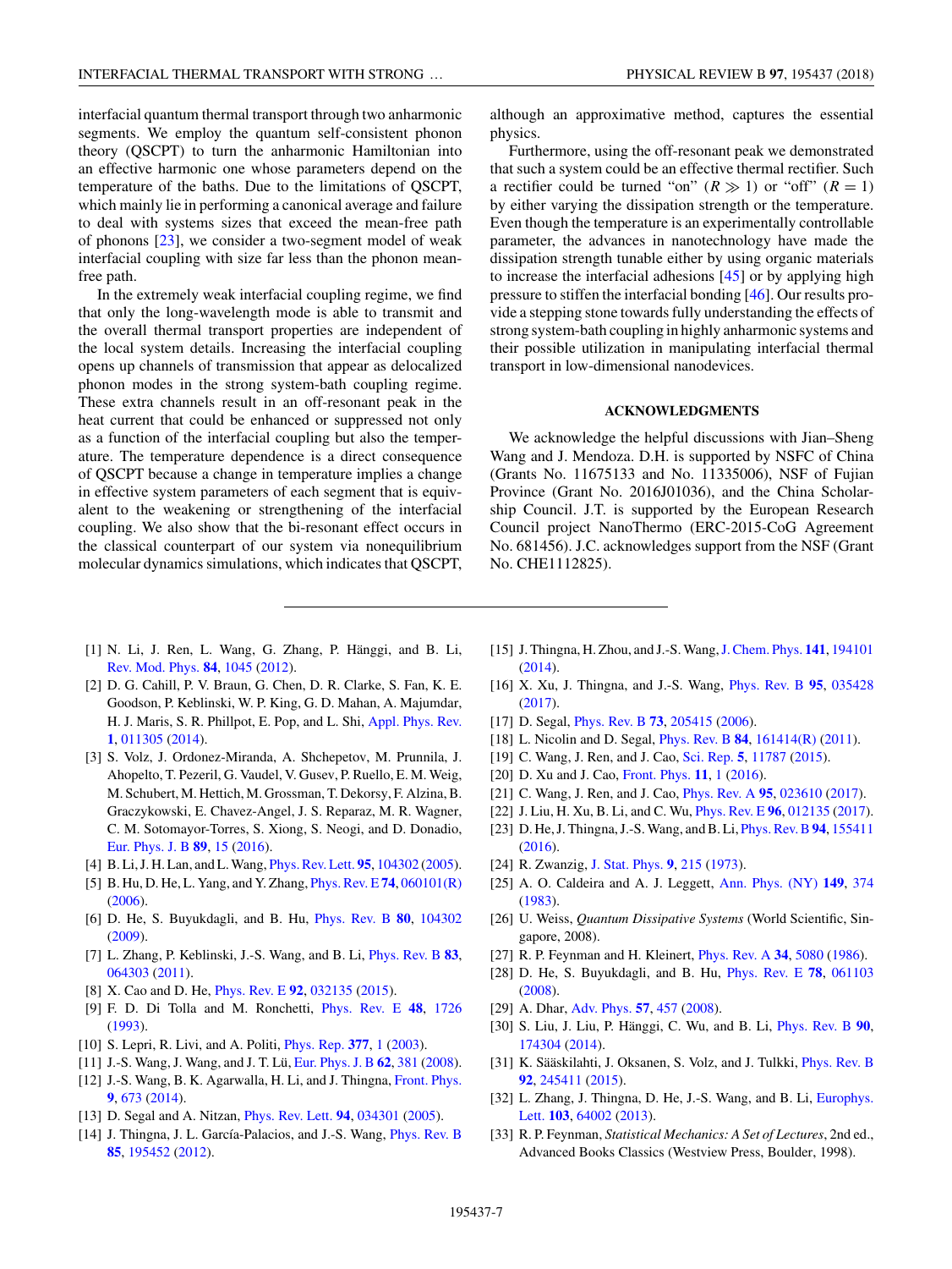interfacial quantum thermal transport through two anharmonic segments. We employ the quantum self-consistent phonon theory (QSCPT) to turn the anharmonic Hamiltonian into an effective harmonic one whose parameters depend on the temperature of the baths. Due to the limitations of QSCPT, which mainly lie in performing a canonical average and failure to deal with systems sizes that exceed the mean-free path of phonons [23], we consider a two-segment model of weak interfacial coupling with size far less than the phonon mean-free path.

In the extremely weak interfacial coupling regime, we find that only the long-wavelength mode is able to transmit and the overall thermal transport properties are independent of the local system details. Increasing the interfacial coupling opens up channels of transmission that appear as delocalized phonon modes in the strong system-bath coupling regime. These extra channels result in an off-resonant peak in the heat current that could be enhanced or suppressed not only as a function of the interfacial coupling but also the temperature. The temperature dependence is a direct consequence of QSCPT because a change in temperature implies a change in effective system parameters of each segment that is equivalent to the weakening or strengthening of the interfacial coupling. We also show that the bi-resonant effect occurs in the classical counterpart of our system via nonequilibrium molecular dynamics simulations, which indicates that QSCPT, although an approximative method, captures the essential physics.

Furthermore, using the off-resonant peak we demonstrated that such a system could be an effective thermal rectifier. Such a rectifier could be turned "on" ($R \gg 1$) or "off" ($R = 1$) by either varying the dissipation strength or the temperature. Even though the temperature is an experimentally controllable parameter, the advances in nanotechnology have made the dissipation strength tunable either by using organic materials to increase the interfacial adhesions [45] or by applying high pressure to stiffen the interfacial bonding [46]. Our results provide a stepping stone towards fully understanding the effects of strong system-bath coupling in highly anharmonic systems and their possible utilization in manipulating interfacial thermal transport in low-dimensional nanodevices.

## ACKNOWLEDGMENTS

We acknowledge the helpful discussions with Jian–Sheng Wang and J. Mendoza. D.H. is supported by NSFC of China (Grants No. 11675133 and No. 11335006), NSF of Fujian Province (Grant No. 2016J01036), and the China Scholarship Council. J.T. is supported by the European Research Council project NanoThermo (ERC-2015-CoG Agreement No. 681456). J.C. acknowledges support from the NSF (Grant No. CHE1112825).

---

[1] N. Li, J. Ren, L. Wang, G. Zhang, P. Hänggi, and B. Li, Rev. Mod. Phys. **84**, 1045 (2012).

[2] D. G. Cahill, P. V. Braun, G. Chen, D. R. Clarke, S. Fan, K. E. Goodson, P. Keblinski, W. P. King, G. D. Mahan, A. Majumdar, H. J. Maris, S. R. Phillpot, E. Pop, and L. Shi, Appl. Phys. Rev. **1**, 011305 (2014).

[3] S. Volz, J. Ordonez-Miranda, A. Shchepetov, M. Prunnila, J. Ahopelto, T. Pezeril, G. Vaudel, V. Gusev, P. Ruello, E. M. Weig, M. Schubert, M. Hettich, M. Grossman, T. Dekorsy, F. Alzina, B. Graczykowski, E. Chavez-Angel, J. S. Reparaz, M. R. Wagner, C. M. Sotomayor-Torres, S. Xiong, S. Neogi, and D. Donadio, Eur. Phys. J. B **89**, 15 (2016).

[4] B. Li, J. H. Lan, and L. Wang, Phys. Rev. Lett. **95**, 104302 (2005).

[5] B. Hu, D. He, L. Yang, and Y. Zhang, Phys. Rev. E **74**, 060101(R) (2006).

[6] D. He, S. Buyukdagli, and B. Hu, Phys. Rev. B **80**, 104302 (2009).

[7] L. Zhang, P. Keblinski, J.-S. Wang, and B. Li, Phys. Rev. B **83**, 064303 (2011).

[8] X. Cao and D. He, Phys. Rev. E **92**, 032135 (2015).

[9] F. D. Di Tolla and M. Ronchetti, Phys. Rev. E **48**, 1726 (1993).

[10] S. Lepri, R. Livi, and A. Politi, Phys. Rep. **377**, 1 (2003).

[11] J.-S. Wang, J. Wang, and J. T. Lü, Eur. Phys. J. B **62**, 381 (2008).

[12] J.-S. Wang, B. K. Agarwalla, H. Li, and J. Thingna, Front. Phys. **9**, 673 (2014).

[13] D. Segal and A. Nitzan, Phys. Rev. Lett. **94**, 034301 (2005).

[14] J. Thingna, J. L. García-Palacios, and J.-S. Wang, Phys. Rev. B **85**, 195452 (2012).

[15] J. Thingna, H. Zhou, and J.-S. Wang, J. Chem. Phys. **141**, 194101 (2014).

[16] X. Xu, J. Thingna, and J.-S. Wang, Phys. Rev. B **95**, 035428 (2017).

[17] D. Segal, Phys. Rev. B **73**, 205415 (2006).

[18] L. Nicolin and D. Segal, Phys. Rev. B **84**, 161414(R) (2011).

[19] C. Wang, J. Ren, and J. Cao, Sci. Rep. **5**, 11787 (2015).

[20] D. Xu and J. Cao, Front. Phys. **11**, 1 (2016).

[21] C. Wang, J. Ren, and J. Cao, Phys. Rev. A **95**, 023610 (2017).

[22] J. Liu, H. Xu, B. Li, and C. Wu, Phys. Rev. E **96**, 012135 (2017).

[23] D. He, J. Thingna, J.-S. Wang, and B. Li, Phys. Rev. B **94**, 155411 (2016).

[24] R. Zwanzig, J. Stat. Phys. **9**, 215 (1973).

[25] A. O. Caldeira and A. J. Leggett, Ann. Phys. (NY) **149**, 374 (1983).

[26] U. Weiss, *Quantum Dissipative Systems* (World Scientific, Singapore, 2008).

[27] R. P. Feynman and H. Kleinert, Phys. Rev. A **34**, 5080 (1986).

[28] D. He, S. Buyukdagli, and B. Hu, Phys. Rev. E **78**, 061103 (2008).

[29] A. Dhar, Adv. Phys. **57**, 457 (2008).

[30] S. Liu, J. Liu, P. Hänggi, C. Wu, and B. Li, Phys. Rev. B **90**, 174304 (2014).

[31] K. Sääskilahti, J. Oksanen, S. Volz, and J. Tulkki, Phys. Rev. B **92**, 245411 (2015).

[32] L. Zhang, J. Thingna, D. He, J.-S. Wang, and B. Li, Europhys. Lett. **103**, 64002 (2013).

[33] R. P. Feynman, *Statistical Mechanics: A Set of Lectures*, 2nd ed., Advanced Books Classics (Westview Press, Boulder, 1998).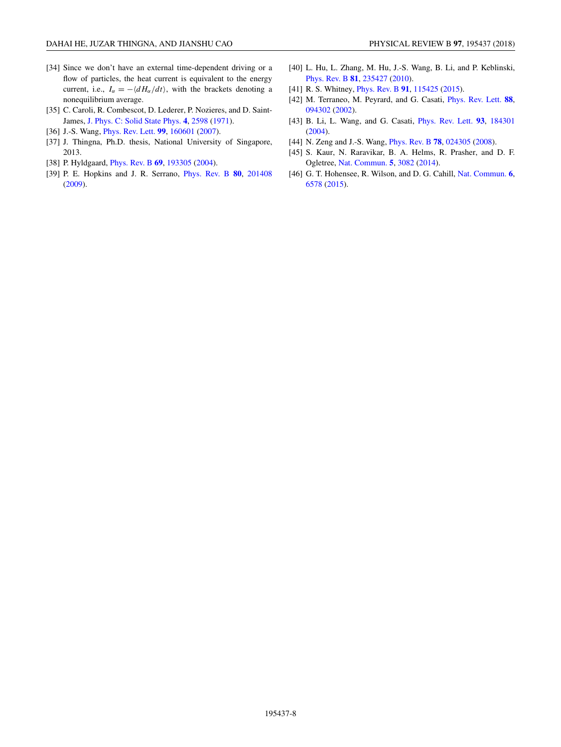[34] Since we don't have an external time-dependent driving or a flow of particles, the heat current is equivalent to the energy current, i.e., $I_\alpha = -\langle dH_\alpha/dt\rangle$, with the brackets denoting a nonequilibrium average.

[35] C. Caroli, R. Combescot, D. Lederer, P. Nozieres, and D. Saint-James, J. Phys. C: Solid State Phys. **4**, 2598 (1971).

[36] J.-S. Wang, Phys. Rev. Lett. **99**, 160601 (2007).

[37] J. Thingna, Ph.D. thesis, National University of Singapore, 2013.

[38] P. Hyldgaard, Phys. Rev. B **69**, 193305 (2004).

[39] P. E. Hopkins and J. R. Serrano, Phys. Rev. B **80**, 201408 (2009).

[40] L. Hu, L. Zhang, M. Hu, J.-S. Wang, B. Li, and P. Keblinski, Phys. Rev. B **81**, 235427 (2010).

[41] R. S. Whitney, Phys. Rev. B **91**, 115425 (2015).

[42] M. Terraneo, M. Peyrard, and G. Casati, Phys. Rev. Lett. **88**, 094302 (2002).

[43] B. Li, L. Wang, and G. Casati, Phys. Rev. Lett. **93**, 184301 (2004).

[44] N. Zeng and J.-S. Wang, Phys. Rev. B **78**, 024305 (2008).

[45] S. Kaur, N. Raravikar, B. A. Helms, R. Prasher, and D. F. Ogletree, Nat. Commun. **5**, 3082 (2014).

[46] G. T. Hohensee, R. Wilson, and D. G. Cahill, Nat. Commun. **6**, 6578 (2015).